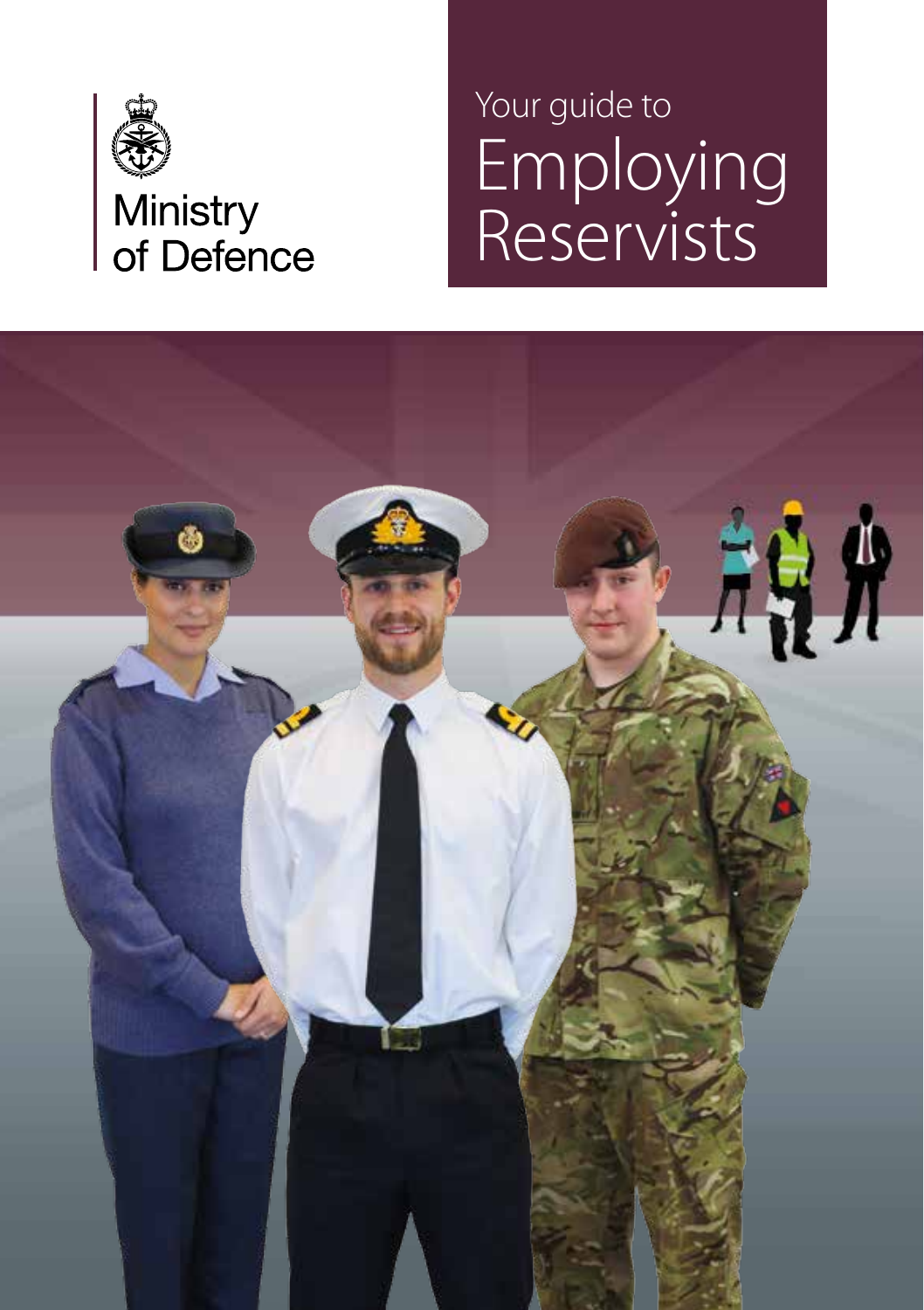Ministry of Defence

# Your guide to Employing Reservists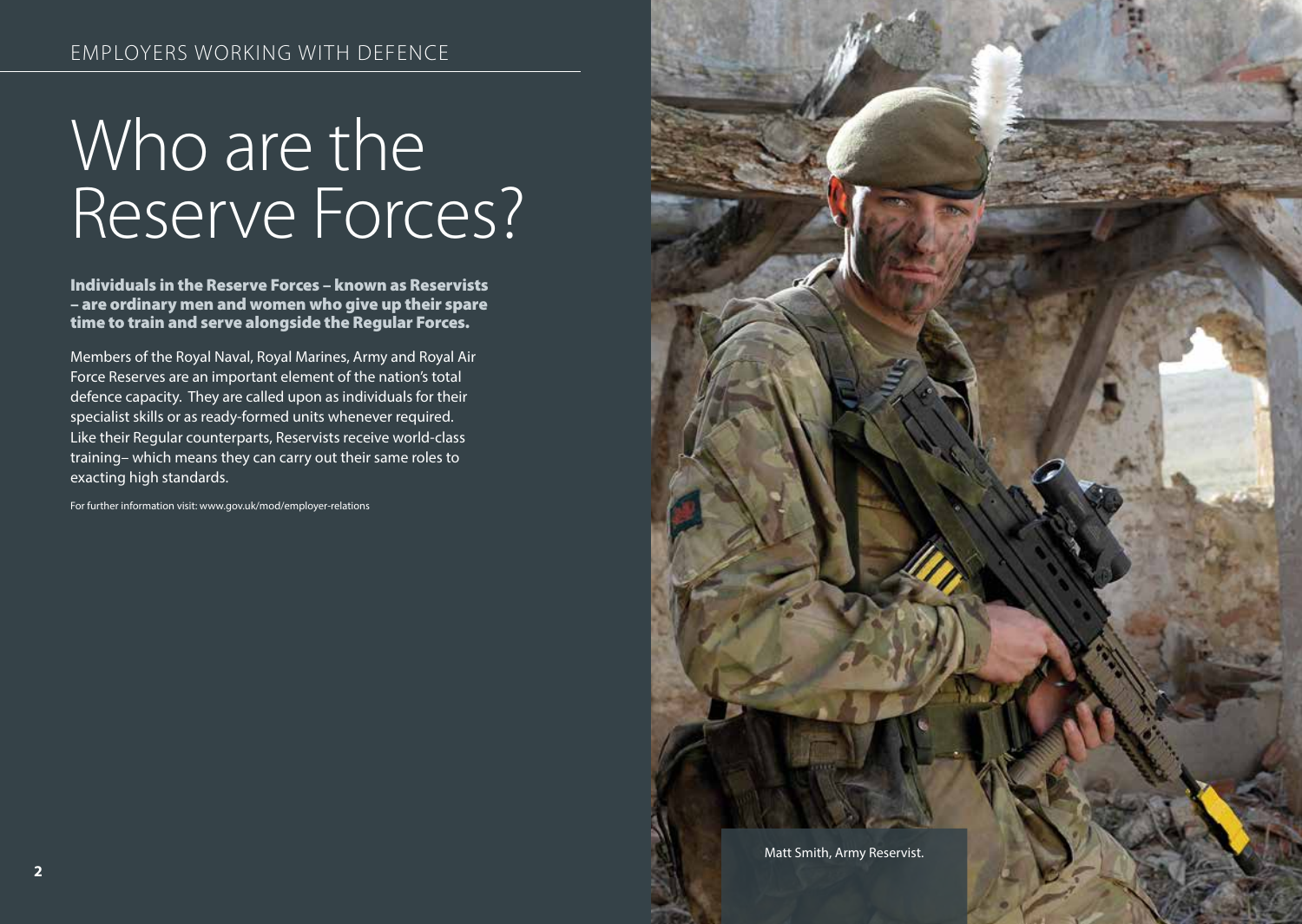# Who are the Reserve Forces?

**Individuals in the Reserve Forces – known as Reservists – are ordinary men and women who give up their spare time to train and serve alongside the Regular Forces.**

Members of the Royal Naval, Royal Marines, Army and Royal Air Force Reserves are an important element of the nation's total defence capacity. They are called upon as individuals for their specialist skills or as ready-formed units whenever required. Like their Regular counterparts, Reservists receive world-class training– which means they can carry out their same roles to exacting high standards.

For further information visit: www.gov.uk/mod/employer-relations

Matt Smith, Army Reservist.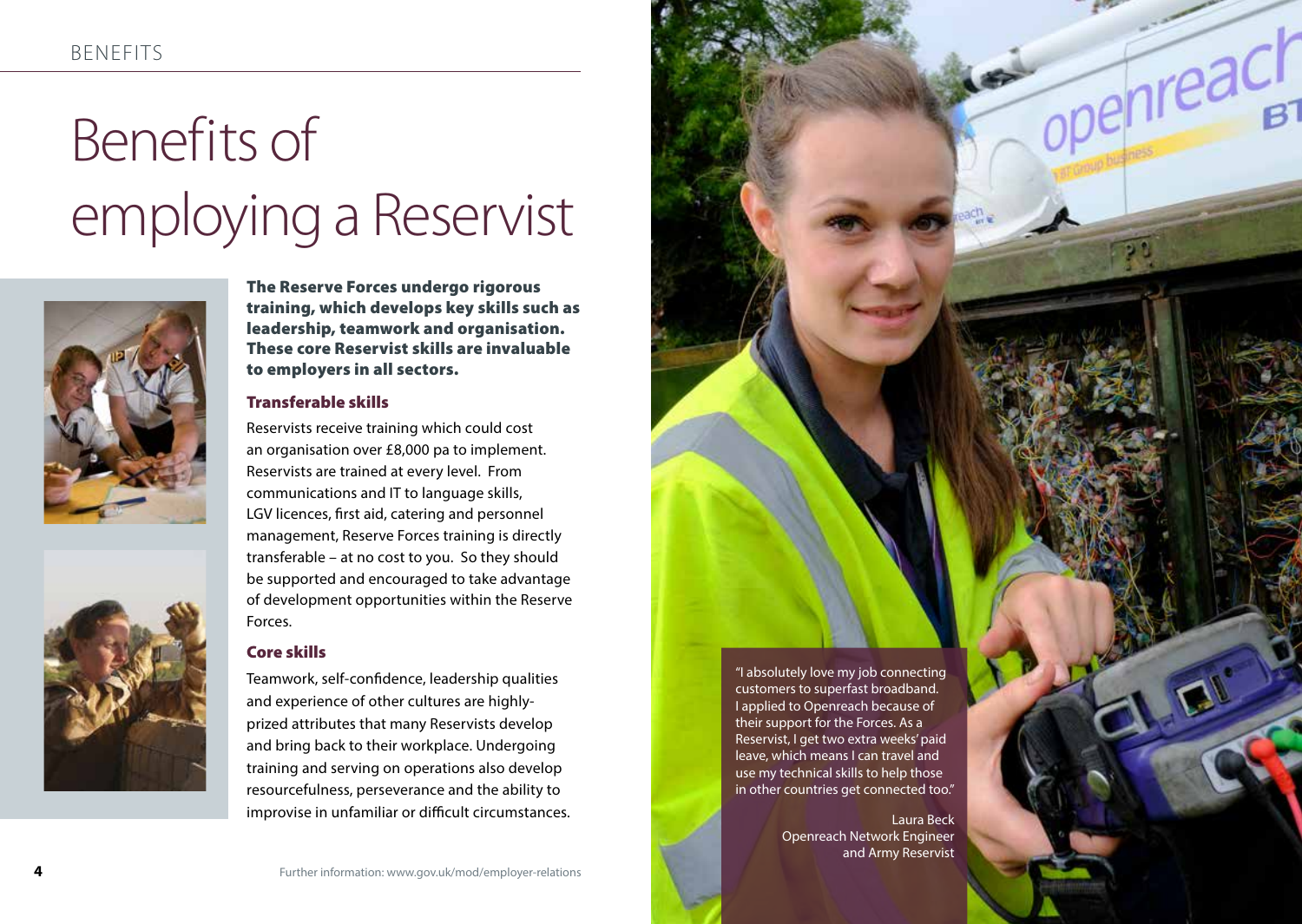# Benefits of employing a Reservist

**The Reserve Forces undergo rigorous training, which develops key skills such as leadership, teamwork and organisation. These core Reservist skills are invaluable to employers in all sectors.**

## Transferable skills

Reservists receive training which could cost an organisation over £8,000 pa to implement. Reservists are trained at every level. From communications and IT to language skills, LGV licences, first aid, catering and personnel management, Reserve Forces training is directly transferable – at no cost to you. So they should be supported and encouraged to take advantage of development opportunities within the Reserve Forces.

## Core skills

Teamwork, self-confidence, leadership qualities and experience of other cultures are highly-prized attributes that many Reservists develop and bring back to their workplace. Undergoing training and serving on operations also develop resourcefulness, perseverance and the ability to improvise in unfamiliar or difficult circumstances.

"I absolutely love my job connecting customers to superfast broadband. I applied to Openreach because of their support for the Forces. As a Reservist, I get two extra weeks' paid leave, which means I can travel and use my technical skills to help those in other countries get connected too."

Laura Beck
Openreach Network Engineer
and Army Reservist

Further information: www.gov.uk/mod/employer-relations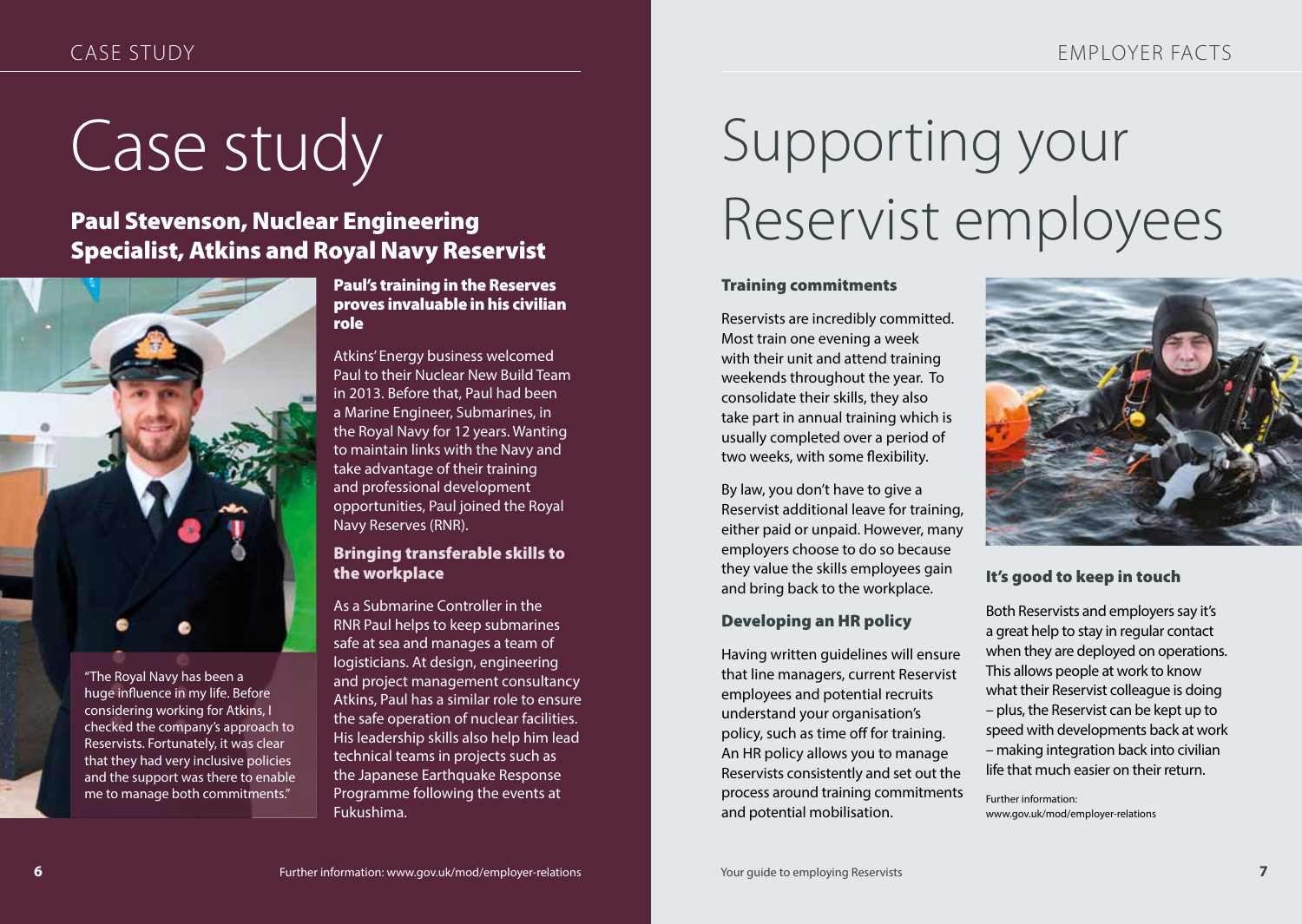# Case study

## Paul Stevenson, Nuclear Engineering Specialist, Atkins and Royal Navy Reservist

"The Royal Navy has been a huge influence in my life. Before considering working for Atkins, I checked the company's approach to Reservists. Fortunately, it was clear that they had very inclusive policies and the support was there to enable me to manage both commitments."

### Paul's training in the Reserves proves invaluable in his civilian role

Atkins' Energy business welcomed Paul to their Nuclear New Build Team in 2013. Before that, Paul had been a Marine Engineer, Submarines, in the Royal Navy for 12 years. Wanting to maintain links with the Navy and take advantage of their training and professional development opportunities, Paul joined the Royal Navy Reserves (RNR).

### Bringing transferable skills to the workplace

As a Submarine Controller in the RNR Paul helps to keep submarines safe at sea and manages a team of logisticians. At design, engineering and project management consultancy Atkins, Paul has a similar role to ensure the safe operation of nuclear facilities. His leadership skills also help him lead technical teams in projects such as the Japanese Earthquake Response Programme following the events at Fukushima.

# Supporting your Reservist employees

### Training commitments

Reservists are incredibly committed. Most train one evening a week with their unit and attend training weekends throughout the year. To consolidate their skills, they also take part in annual training which is usually completed over a period of two weeks, with some flexibility.

By law, you don't have to give a Reservist additional leave for training, either paid or unpaid. However, many employers choose to do so because they value the skills employees gain and bring back to the workplace.

### Developing an HR policy

Having written guidelines will ensure that line managers, current Reservist employees and potential recruits understand your organisation's policy, such as time off for training. An HR policy allows you to manage Reservists consistently and set out the process around training commitments and potential mobilisation.

### It's good to keep in touch

Both Reservists and employers say it's a great help to stay in regular contact when they are deployed on operations. This allows people at work to know what their Reservist colleague is doing – plus, the Reservist can be kept up to speed with developments back at work – making integration back into civilian life that much easier on their return.

Further information:
www.gov.uk/mod/employer-relations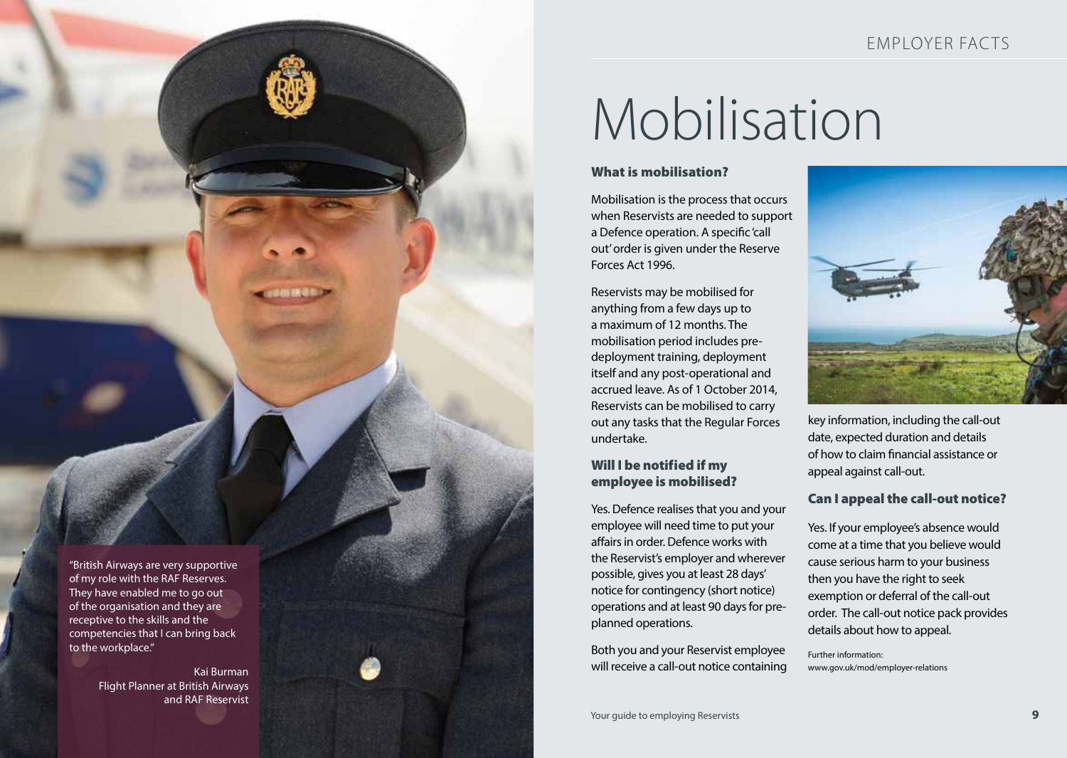# Mobilisation

## What is mobilisation?

Mobilisation is the process that occurs when Reservists are needed to support a Defence operation. A specific 'call out' order is given under the Reserve Forces Act 1996.

Reservists may be mobilised for anything from a few days up to a maximum of 12 months. The mobilisation period includes pre-deployment training, deployment itself and any post-operational and accrued leave. As of 1 October 2014, Reservists can be mobilised to carry out any tasks that the Regular Forces undertake.

## Will I be notified if my employee is mobilised?

Yes. Defence realises that you and your employee will need time to put your affairs in order. Defence works with the Reservist's employer and wherever possible, gives you at least 28 days' notice for contingency (short notice) operations and at least 90 days for pre-planned operations.

Both you and your Reservist employee will receive a call-out notice containing key information, including the call-out date, expected duration and details of how to claim financial assistance or appeal against call-out.

## Can I appeal the call-out notice?

Yes. If your employee's absence would come at a time that you believe would cause serious harm to your business then you have the right to seek exemption or deferral of the call-out order. The call-out notice pack provides details about how to appeal.

Further information:
www.gov.uk/mod/employer-relations

"British Airways are very supportive of my role with the RAF Reserves. They have enabled me to go out of the organisation and they are receptive to the skills and the competencies that I can bring back to the workplace."

Kai Burman
Flight Planner at British Airways and RAF Reservist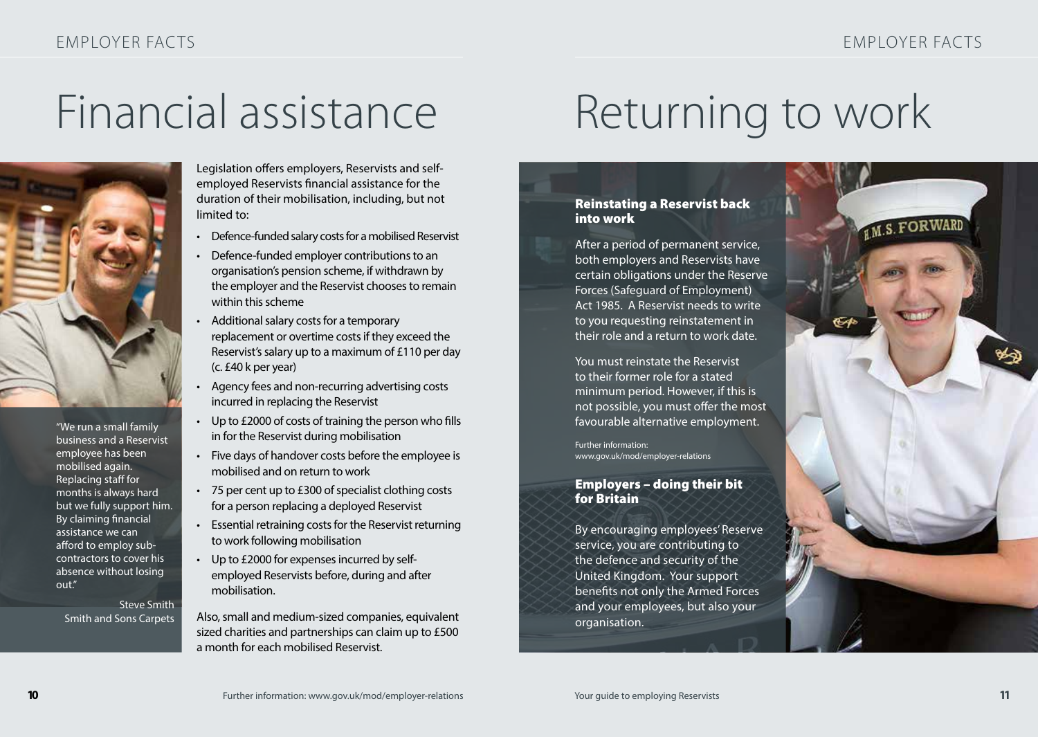# Financial assistance

"We run a small family business and a Reservist employee has been mobilised again. Replacing staff for months is always hard but we fully support him. By claiming financial assistance we can afford to employ sub-contractors to cover his absence without losing out."

Steve Smith
Smith and Sons Carpets

Legislation offers employers, Reservists and self-employed Reservists financial assistance for the duration of their mobilisation, including, but not limited to:

- Defence-funded salary costs for a mobilised Reservist
- Defence-funded employer contributions to an organisation's pension scheme, if withdrawn by the employer and the Reservist chooses to remain within this scheme
- Additional salary costs for a temporary replacement or overtime costs if they exceed the Reservist's salary up to a maximum of £110 per day (c. £40 k per year)
- Agency fees and non-recurring advertising costs incurred in replacing the Reservist
- Up to £2000 of costs of training the person who fills in for the Reservist during mobilisation
- Five days of handover costs before the employee is mobilised and on return to work
- 75 per cent up to £300 of specialist clothing costs for a person replacing a deployed Reservist
- Essential retraining costs for the Reservist returning to work following mobilisation
- Up to £2000 for expenses incurred by self-employed Reservists before, during and after mobilisation.

Also, small and medium-sized companies, equivalent sized charities and partnerships can claim up to £500 a month for each mobilised Reservist.

# Returning to work

### Reinstating a Reservist back into work

After a period of permanent service, both employers and Reservists have certain obligations under the Reserve Forces (Safeguard of Employment) Act 1985. A Reservist needs to write to you requesting reinstatement in their role and a return to work date.

You must reinstate the Reservist to their former role for a stated minimum period. However, if this is not possible, you must offer the most favourable alternative employment.

Further information:
www.gov.uk/mod/employer-relations

### Employers – doing their bit for Britain

By encouraging employees' Reserve service, you are contributing to the defence and security of the United Kingdom. Your support benefits not only the Armed Forces and your employees, but also your organisation.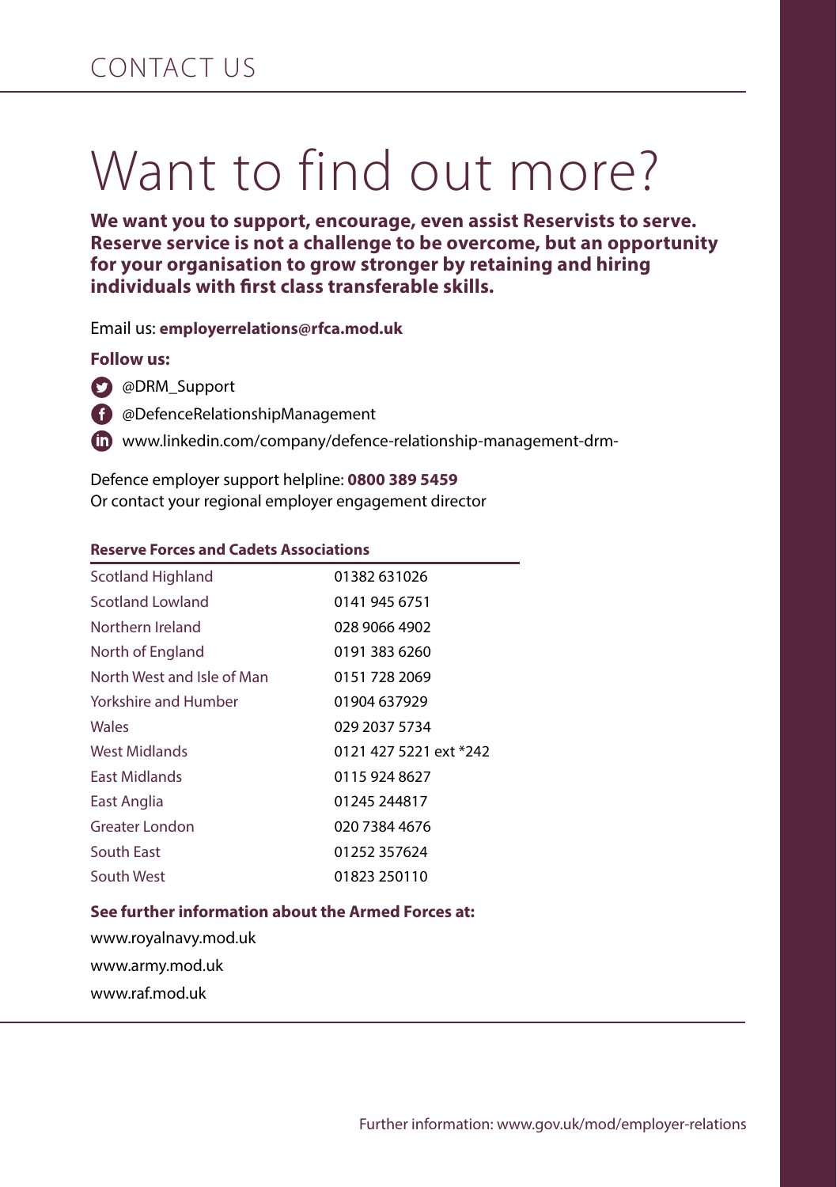# CONTACT US

## Want to find out more?

**We want you to support, encourage, even assist Reservists to serve. Reserve service is not a challenge to be overcome, but an opportunity for your organisation to grow stronger by retaining and hiring individuals with first class transferable skills.**

Email us: **employerrelations@rfca.mod.uk**

**Follow us:**

- @DRM_Support
- @DefenceRelationshipManagement
- www.linkedin.com/company/defence-relationship-management-drm-

Defence employer support helpline: **0800 389 5459**
Or contact your regional employer engagement director

**Reserve Forces and Cadets Associations**

| | |
|---|---|
| Scotland Highland | 01382 631026 |
| Scotland Lowland | 0141 945 6751 |
| Northern Ireland | 028 9066 4902 |
| North of England | 0191 383 6260 |
| North West and Isle of Man | 0151 728 2069 |
| Yorkshire and Humber | 01904 637929 |
| Wales | 029 2037 5734 |
| West Midlands | 0121 427 5221 ext *242 |
| East Midlands | 0115 924 8627 |
| East Anglia | 01245 244817 |
| Greater London | 020 7384 4676 |
| South East | 01252 357624 |
| South West | 01823 250110 |

**See further information about the Armed Forces at:**

www.royalnavy.mod.uk
www.army.mod.uk
www.raf.mod.uk

Further information: www.gov.uk/mod/employer-relations